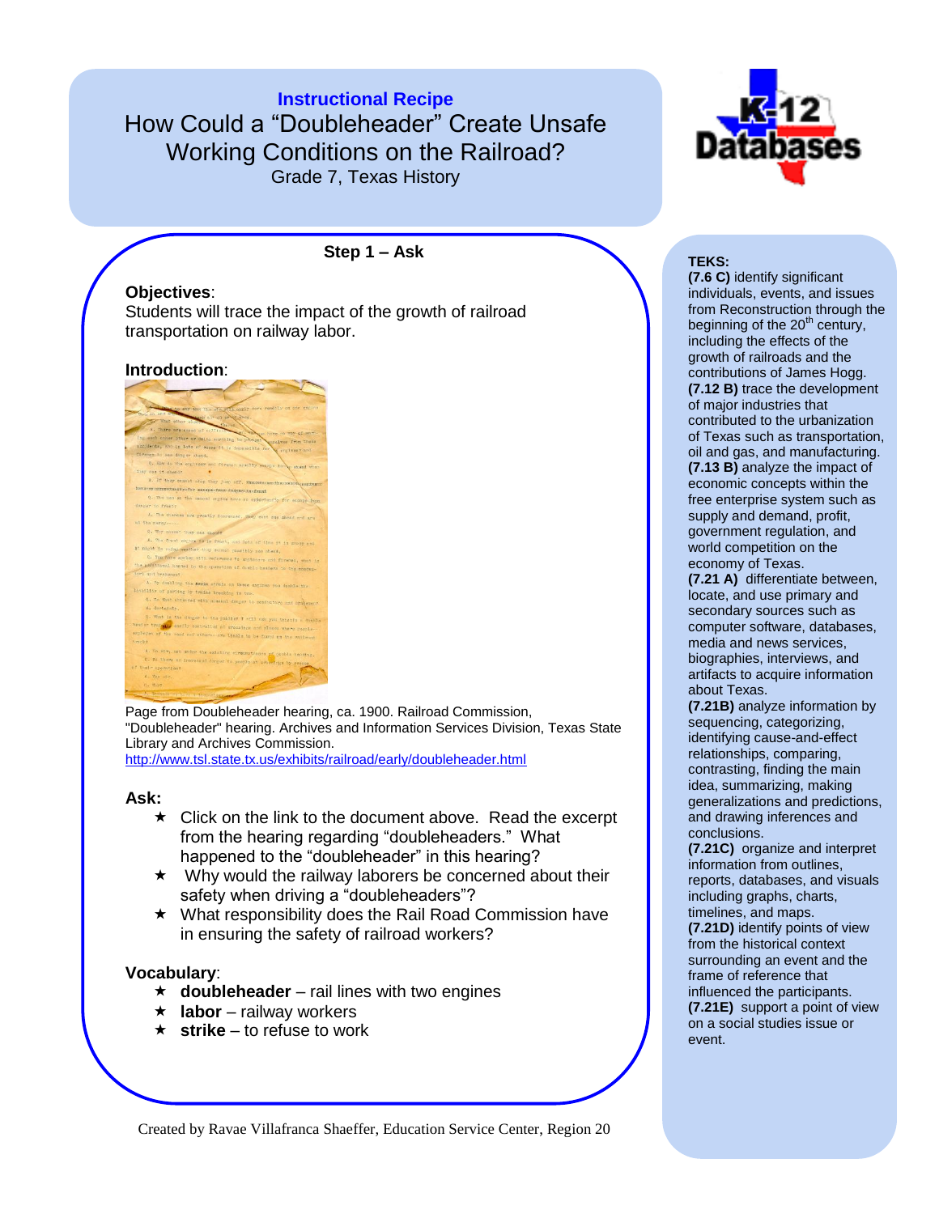**Instructional Recipe**

# How Could a "Doubleheader" Create Unsafe Working Conditions on the Railroad?

Grade 7, Texas History

## Step 1 – Ask

**Objectives**:
Students will trace the impact of the growth of railroad transportation on railway labor.

**Introduction**:

Page from Doubleheader hearing, ca. 1900. Railroad Commission, "Doubleheader" hearing. Archives and Information Services Division, Texas State Library and Archives Commission.
http://www.tsl.state.tx.us/exhibits/railroad/early/doubleheader.html

**Ask:**

- ★ Click on the link to the document above. Read the excerpt from the hearing regarding "doubleheaders." What happened to the "doubleheader" in this hearing?
- ★ Why would the railway laborers be concerned about their safety when driving a "doubleheaders"?
- ★ What responsibility does the Rail Road Commission have in ensuring the safety of railroad workers?

**Vocabulary**:

- ★ **doubleheader** – rail lines with two engines
- ★ **labor** – railway workers
- ★ **strike** – to refuse to work

**TEKS:**

**(7.6 C)** identify significant individuals, events, and issues from Reconstruction through the beginning of the 20th century, including the effects of the growth of railroads and the contributions of James Hogg.

**(7.12 B)** trace the development of major industries that contributed to the urbanization of Texas such as transportation, oil and gas, and manufacturing.

**(7.13 B)** analyze the impact of economic concepts within the free enterprise system such as supply and demand, profit, government regulation, and world competition on the economy of Texas.

**(7.21 A)** differentiate between, locate, and use primary and secondary sources such as computer software, databases, media and news services, biographies, interviews, and artifacts to acquire information about Texas.

**(7.21B)** analyze information by sequencing, categorizing, identifying cause-and-effect relationships, comparing, contrasting, finding the main idea, summarizing, making generalizations and predictions, and drawing inferences and conclusions.

**(7.21C)** organize and interpret information from outlines, reports, databases, and visuals including graphs, charts, timelines, and maps.

**(7.21D)** identify points of view from the historical context surrounding an event and the frame of reference that influenced the participants.

**(7.21E)** support a point of view on a social studies issue or event.

Created by Ravae Villafranca Shaeffer, Education Service Center, Region 20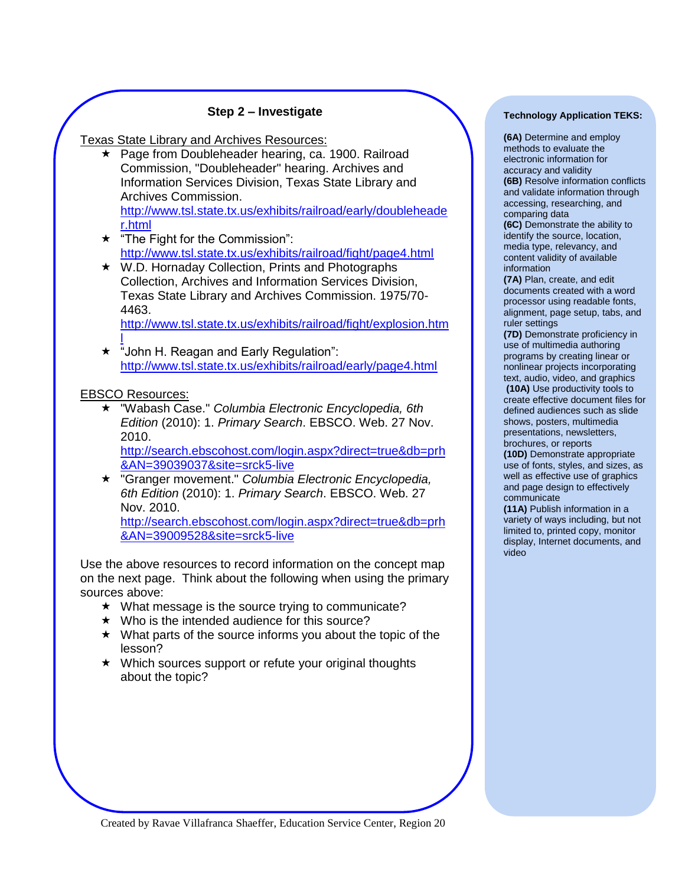## Step 2 – Investigate

Texas State Library and Archives Resources:

- Page from Doubleheader hearing, ca. 1900. Railroad Commission, "Doubleheader" hearing. Archives and Information Services Division, Texas State Library and Archives Commission. http://www.tsl.state.tx.us/exhibits/railroad/early/doubleheader.html
- "The Fight for the Commission": http://www.tsl.state.tx.us/exhibits/railroad/fight/page4.html
- W.D. Hornaday Collection, Prints and Photographs Collection, Archives and Information Services Division, Texas State Library and Archives Commission. 1975/70-4463. http://www.tsl.state.tx.us/exhibits/railroad/fight/explosion.html
- "John H. Reagan and Early Regulation": http://www.tsl.state.tx.us/exhibits/railroad/early/page4.html

EBSCO Resources:

- "Wabash Case." *Columbia Electronic Encyclopedia, 6th Edition* (2010): 1. *Primary Search*. EBSCO. Web. 27 Nov. 2010. http://search.ebscohost.com/login.aspx?direct=true&db=prh&AN=39039037&site=srck5-live
- "Granger movement." *Columbia Electronic Encyclopedia, 6th Edition* (2010): 1. *Primary Search*. EBSCO. Web. 27 Nov. 2010. http://search.ebscohost.com/login.aspx?direct=true&db=prh&AN=39009528&site=srck5-live

Use the above resources to record information on the concept map on the next page. Think about the following when using the primary sources above:

- What message is the source trying to communicate?
- Who is the intended audience for this source?
- What parts of the source informs you about the topic of the lesson?
- Which sources support or refute your original thoughts about the topic?

**Technology Application TEKS:**

**(6A)** Determine and employ methods to evaluate the electronic information for accuracy and validity
**(6B)** Resolve information conflicts and validate information through accessing, researching, and comparing data
**(6C)** Demonstrate the ability to identify the source, location, media type, relevancy, and content validity of available information
**(7A)** Plan, create, and edit documents created with a word processor using readable fonts, alignment, page setup, tabs, and ruler settings
**(7D)** Demonstrate proficiency in use of multimedia authoring programs by creating linear or nonlinear projects incorporating text, audio, video, and graphics
**(10A)** Use productivity tools to create effective document files for defined audiences such as slide shows, posters, multimedia presentations, newsletters, brochures, or reports
**(10D)** Demonstrate appropriate use of fonts, styles, and sizes, as well as effective use of graphics and page design to effectively communicate
**(11A)** Publish information in a variety of ways including, but not limited to, printed copy, monitor display, Internet documents, and video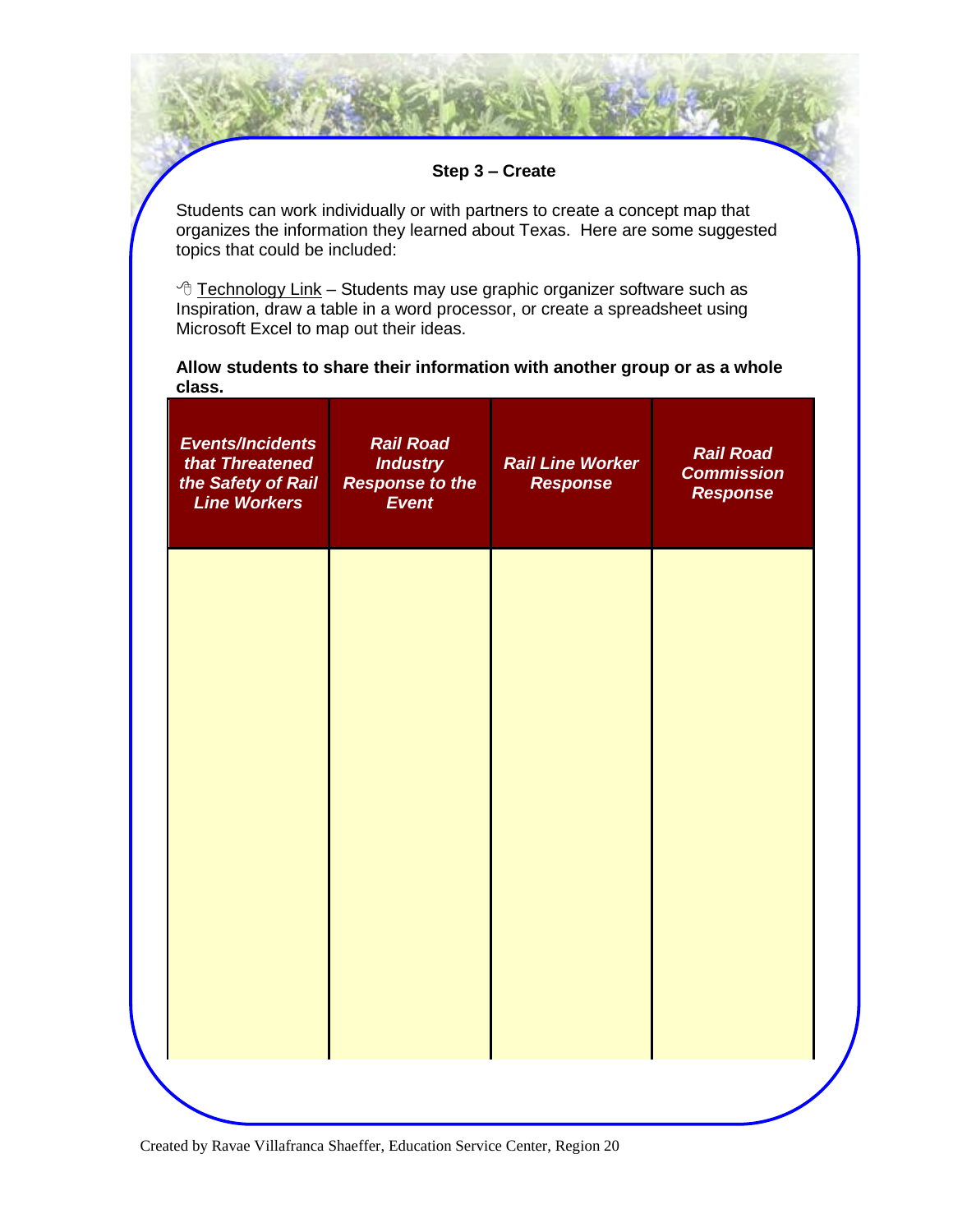### Step 3 – Create

Students can work individually or with partners to create a concept map that organizes the information they learned about Texas. Here are some suggested topics that could be included:

🖰 Technology Link – Students may use graphic organizer software such as Inspiration, draw a table in a word processor, or create a spreadsheet using Microsoft Excel to map out their ideas.

**Allow students to share their information with another group or as a whole class.**

| ***Events/Incidents that Threatened the Safety of Rail Line Workers*** | ***Rail Road Industry Response to the Event*** | ***Rail Line Worker Response*** | ***Rail Road Commission Response*** |
|---|---|---|---|
| | | | |

Created by Ravae Villafranca Shaeffer, Education Service Center, Region 20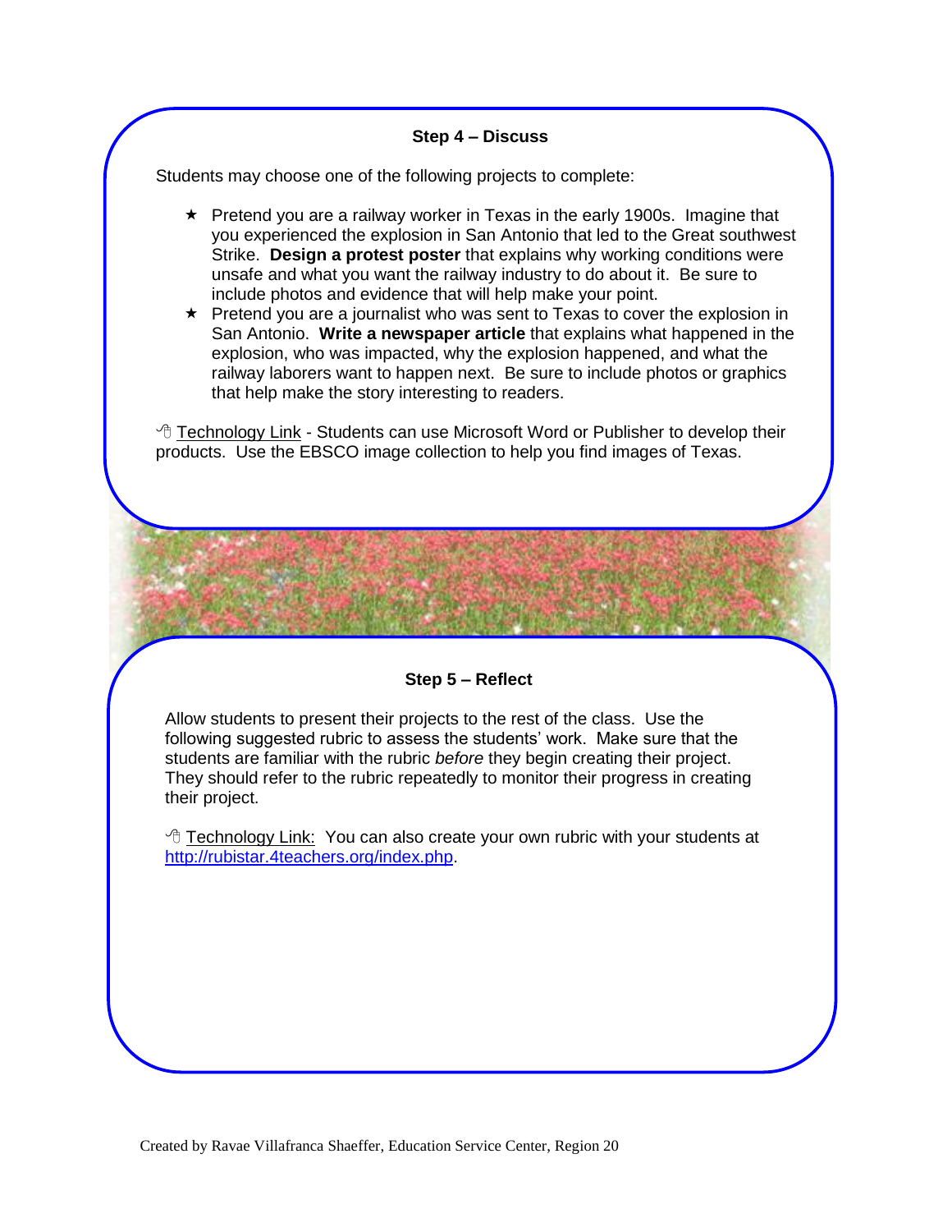### Step 4 – Discuss

Students may choose one of the following projects to complete:

- ★ Pretend you are a railway worker in Texas in the early 1900s. Imagine that you experienced the explosion in San Antonio that led to the Great southwest Strike. **Design a protest poster** that explains why working conditions were unsafe and what you want the railway industry to do about it. Be sure to include photos and evidence that will help make your point.
- ★ Pretend you are a journalist who was sent to Texas to cover the explosion in San Antonio. **Write a newspaper article** that explains what happened in the explosion, who was impacted, why the explosion happened, and what the railway laborers want to happen next. Be sure to include photos or graphics that help make the story interesting to readers.

Technology Link - Students can use Microsoft Word or Publisher to develop their products. Use the EBSCO image collection to help you find images of Texas.

### Step 5 – Reflect

Allow students to present their projects to the rest of the class. Use the following suggested rubric to assess the students' work. Make sure that the students are familiar with the rubric *before* they begin creating their project. They should refer to the rubric repeatedly to monitor their progress in creating their project.

Technology Link: You can also create your own rubric with your students at http://rubistar.4teachers.org/index.php.

Created by Ravae Villafranca Shaeffer, Education Service Center, Region 20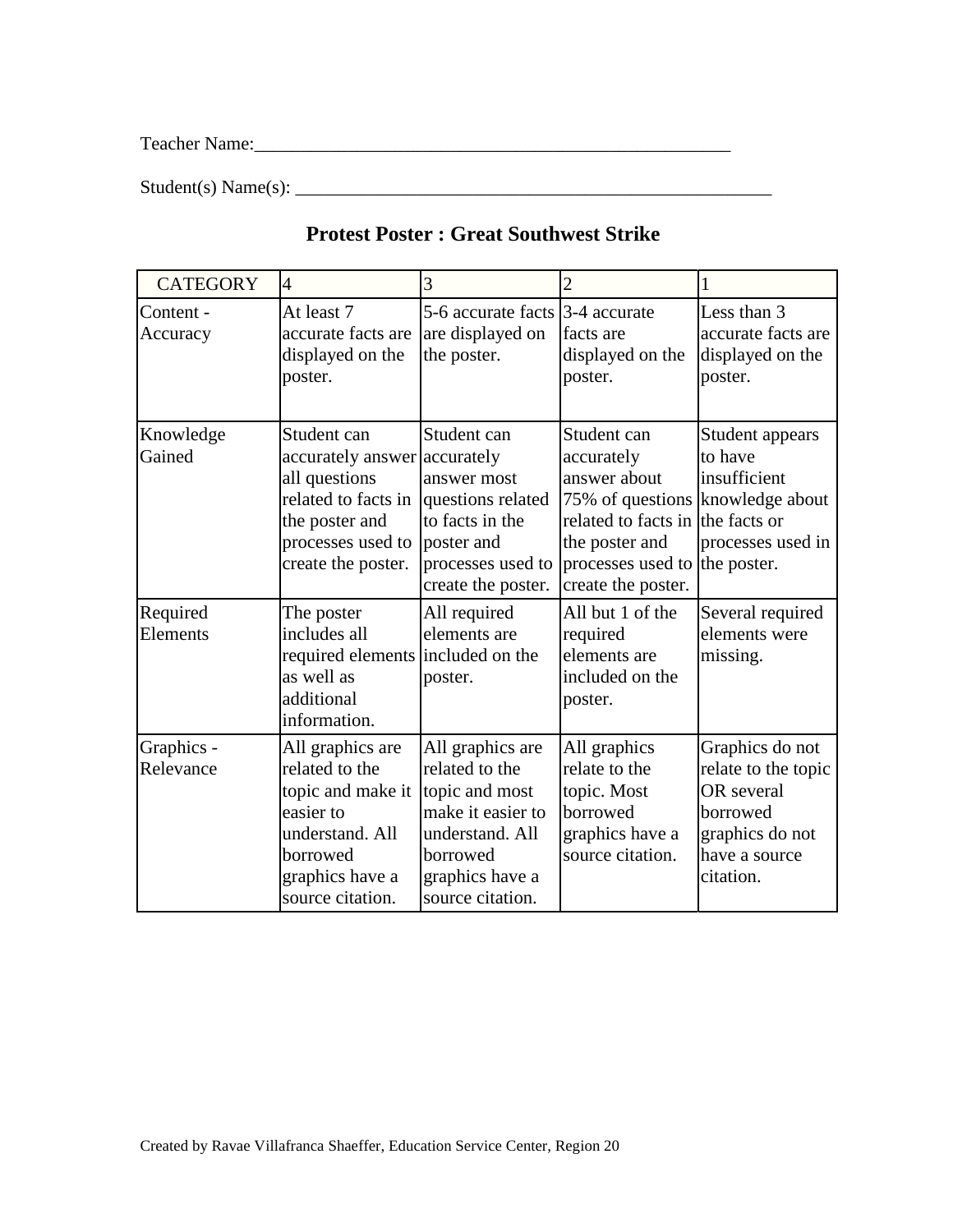Teacher Name:______________________________________________________

Student(s) Name(s): ______________________________________________________

## Protest Poster : Great Southwest Strike

| CATEGORY | 4 | 3 | 2 | 1 |
|---|---|---|---|---|
| Content - Accuracy | At least 7 accurate facts are displayed on the poster. | 5-6 accurate facts are displayed on the poster. | 3-4 accurate facts are displayed on the poster. | Less than 3 accurate facts are displayed on the poster. |
| Knowledge Gained | Student can accurately answer all questions related to facts in the poster and processes used to create the poster. | Student can accurately answer most questions related to facts in the poster and processes used to create the poster. | Student can accurately answer about 75% of questions related to facts in the poster and processes used to create the poster. | Student appears to have insufficient knowledge about the facts or processes used in the poster. |
| Required Elements | The poster includes all required elements as well as additional information. | All required elements are included on the poster. | All but 1 of the required elements are included on the poster. | Several required elements were missing. |
| Graphics - Relevance | All graphics are related to the topic and make it easier to understand. All borrowed graphics have a source citation. | All graphics are related to the topic and most make it easier to understand. All borrowed graphics have a source citation. | All graphics relate to the topic. Most borrowed graphics have a source citation. | Graphics do not relate to the topic OR several borrowed graphics do not have a source citation. |

Created by Ravae Villafranca Shaeffer, Education Service Center, Region 20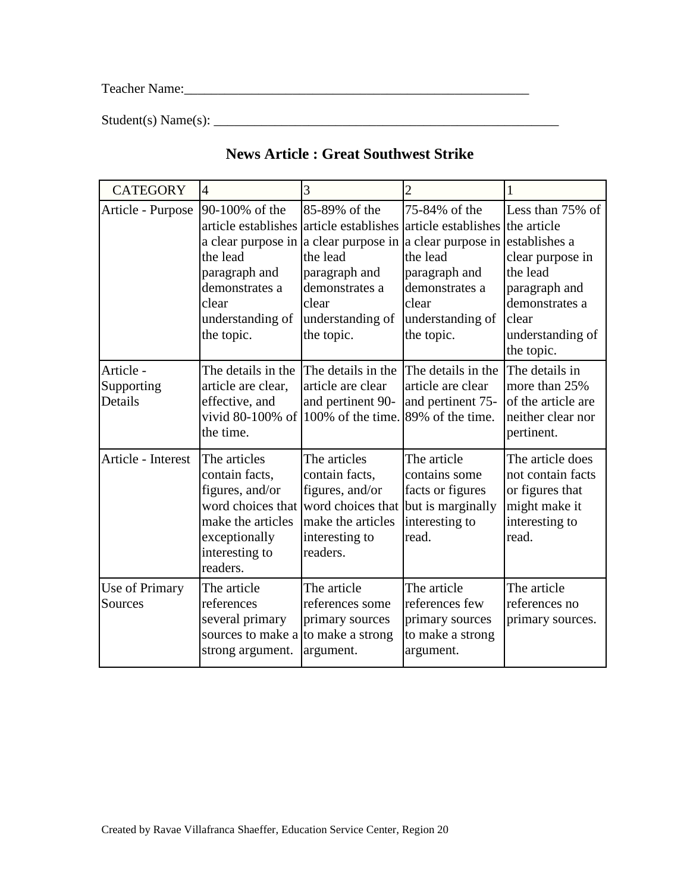Teacher Name:______________________________________________________

Student(s) Name(s): ______________________________________________________

## News Article : Great Southwest Strike

| CATEGORY | 4 | 3 | 2 | 1 |
|---|---|---|---|---|
| Article - Purpose | 90-100% of the article establishes a clear purpose in the lead paragraph and demonstrates a clear understanding of the topic. | 85-89% of the article establishes a clear purpose in the lead paragraph and demonstrates a clear understanding of the topic. | 75-84% of the article establishes a clear purpose in the lead paragraph and demonstrates a clear understanding of the topic. | Less than 75% of the article establishes a clear purpose in the lead paragraph and demonstrates a clear understanding of the topic. |
| Article - Supporting Details | The details in the article are clear, effective, and vivid 80-100% of the time. | The details in the article are clear and pertinent 90-100% of the time. | The details in the article are clear and pertinent 75-89% of the time. | The details in more than 25% of the article are neither clear nor pertinent. |
| Article - Interest | The articles contain facts, figures, and/or word choices that make the articles exceptionally interesting to readers. | The articles contain facts, figures, and/or word choices that make the articles interesting to readers. | The article contains some facts or figures but is marginally interesting to read. | The article does not contain facts or figures that might make it interesting to read. |
| Use of Primary Sources | The article references several primary sources to make a strong argument. | The article references some primary sources to make a strong argument. | The article references few primary sources to make a strong argument. | The article references no primary sources. |

Created by Ravae Villafranca Shaeffer, Education Service Center, Region 20